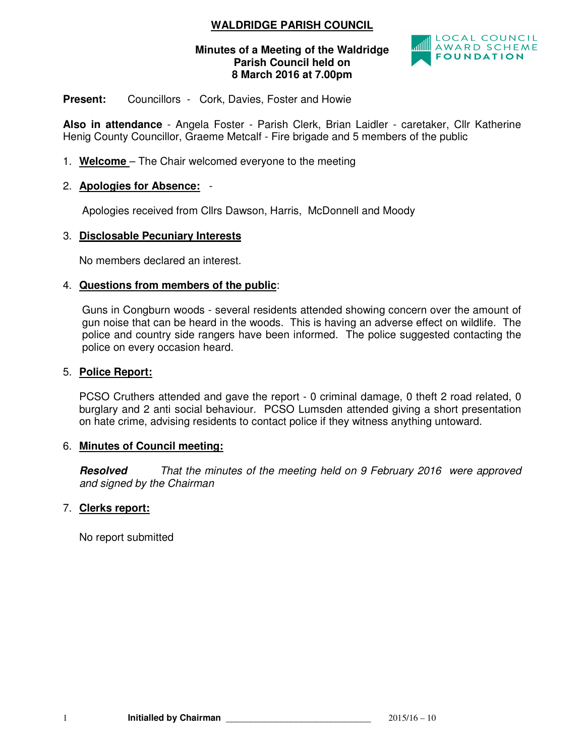# WALDRIDGE PARISH COUNCIL

**Minutes of a Meeting of the Waldridge Parish Council held on 8 March 2016 at 7.00pm**

**Present:** Councillors - Cork, Davies, Foster and Howie

**Also in attendance** - Angela Foster - Parish Clerk, Brian Laidler - caretaker, Cllr Katherine Henig County Councillor, Graeme Metcalf - Fire brigade and 5 members of the public

1. **Welcome** – The Chair welcomed everyone to the meeting

2. **Apologies for Absence:** -

   Apologies received from Cllrs Dawson, Harris, McDonnell and Moody

3. **Disclosable Pecuniary Interests**

   No members declared an interest.

4. **Questions from members of the public**:

   Guns in Congburn woods - several residents attended showing concern over the amount of gun noise that can be heard in the woods. This is having an adverse effect on wildlife. The police and country side rangers have been informed. The police suggested contacting the police on every occasion heard.

5. **Police Report:**

   PCSO Cruthers attended and gave the report - 0 criminal damage, 0 theft 2 road related, 0 burglary and 2 anti social behaviour. PCSO Lumsden attended giving a short presentation on hate crime, advising residents to contact police if they witness anything untoward.

6. **Minutes of Council meeting:**

   ***Resolved*** *That the minutes of the meeting held on 9 February 2016 were approved and signed by the Chairman*

7. **Clerks report:**

   No report submitted

**Initialled by Chairman** ______________________________ 2015/16 – 10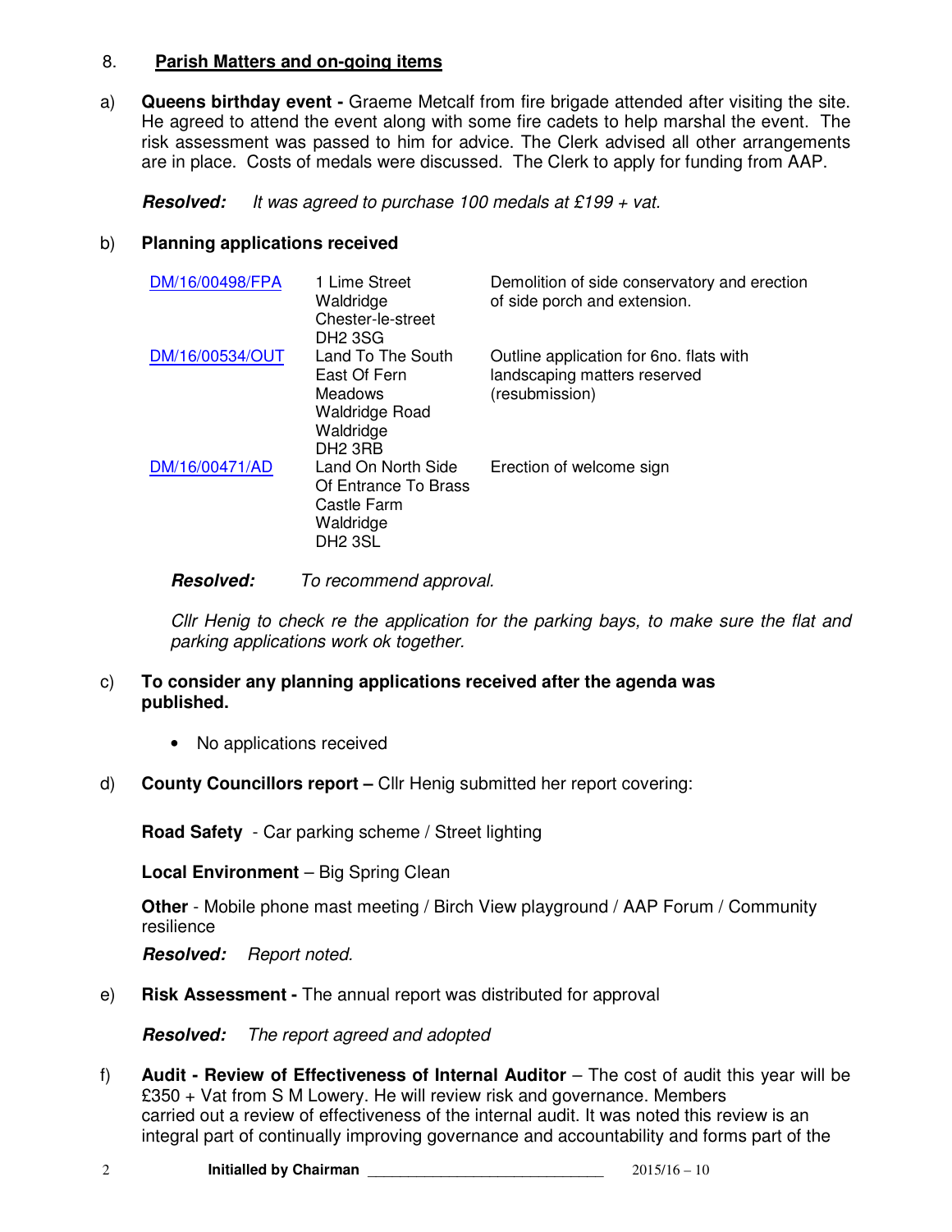## 8. Parish Matters and on-going items

a) **Queens birthday event -** Graeme Metcalf from fire brigade attended after visiting the site. He agreed to attend the event along with some fire cadets to help marshal the event. The risk assessment was passed to him for advice. The Clerk advised all other arrangements are in place. Costs of medals were discussed. The Clerk to apply for funding from AAP.

***Resolved:*** *It was agreed to purchase 100 medals at £199 + vat.*

b) **Planning applications received**

| Reference | Location | Description |
|---|---|---|
| DM/16/00498/FPA | 1 Lime Street Waldridge Chester-le-street DH2 3SG | Demolition of side conservatory and erection of side porch and extension. |
| DM/16/00534/OUT | Land To The South East Of Fern Meadows Waldridge Road Waldridge DH2 3RB | Outline application for 6no. flats with landscaping matters reserved (resubmission) |
| DM/16/00471/AD | Land On North Side Of Entrance To Brass Castle Farm Waldridge DH2 3SL | Erection of welcome sign |

***Resolved:*** *To recommend approval.*

*Cllr Henig to check re the application for the parking bays, to make sure the flat and parking applications work ok together.*

c) **To consider any planning applications received after the agenda was published.**

- No applications received

d) **County Councillors report –** Cllr Henig submitted her report covering:

**Road Safety** - Car parking scheme / Street lighting

**Local Environment** – Big Spring Clean

**Other** - Mobile phone mast meeting / Birch View playground / AAP Forum / Community resilience

***Resolved:*** *Report noted.*

e) **Risk Assessment -** The annual report was distributed for approval

***Resolved:*** *The report agreed and adopted*

f) **Audit - Review of Effectiveness of Internal Auditor** – The cost of audit this year will be £350 + Vat from S M Lowery. He will review risk and governance. Members carried out a review of effectiveness of the internal audit. It was noted this review is an integral part of continually improving governance and accountability and forms part of the

Initialled by Chairman ______________________________ 2015/16 – 10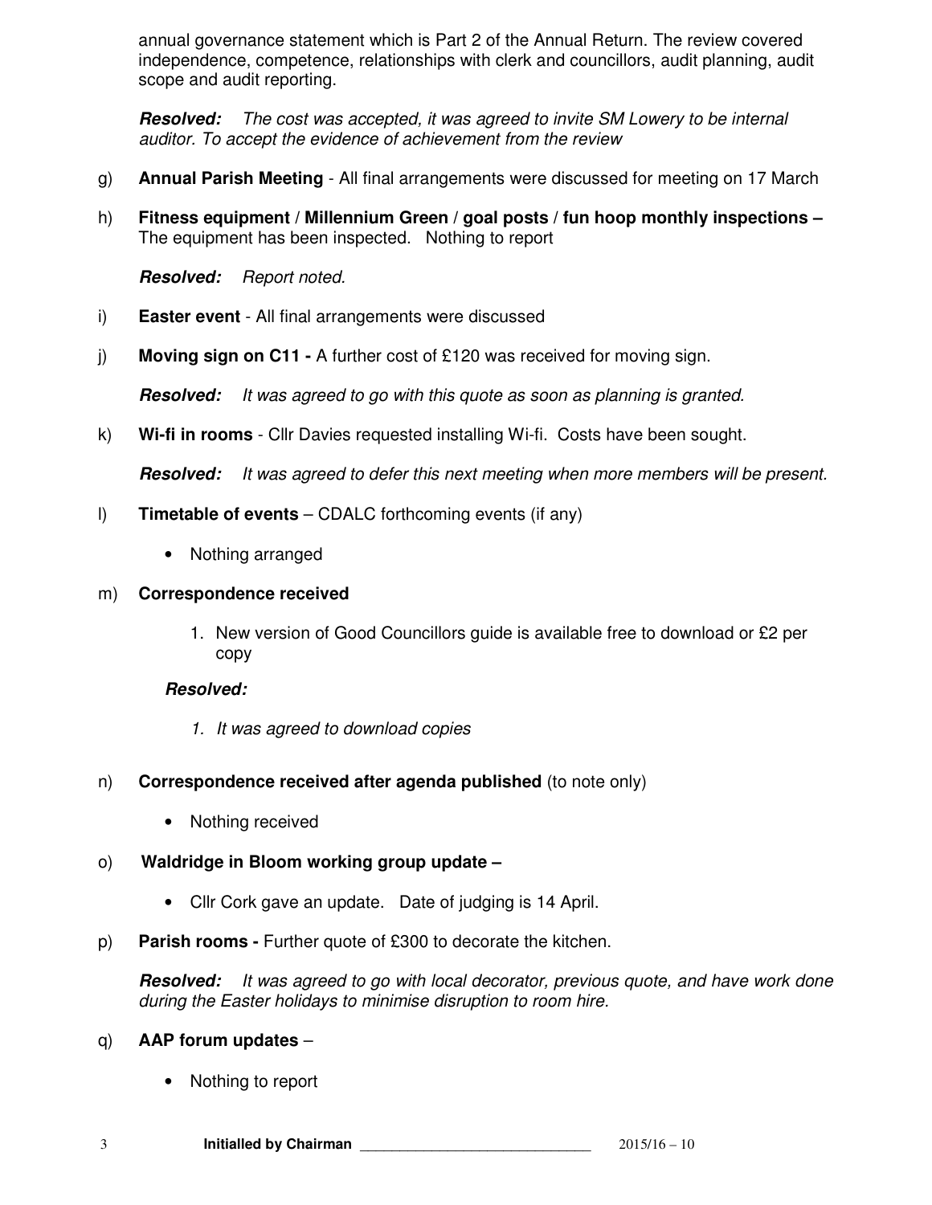annual governance statement which is Part 2 of the Annual Return. The review covered independence, competence, relationships with clerk and councillors, audit planning, audit scope and audit reporting.

***Resolved:*** *The cost was accepted, it was agreed to invite SM Lowery to be internal auditor. To accept the evidence of achievement from the review*

g) **Annual Parish Meeting** - All final arrangements were discussed for meeting on 17 March

h) **Fitness equipment / Millennium Green / goal posts / fun hoop monthly inspections –** The equipment has been inspected. Nothing to report

***Resolved:*** *Report noted.*

i) **Easter event** - All final arrangements were discussed

j) **Moving sign on C11 -** A further cost of £120 was received for moving sign.

***Resolved:*** *It was agreed to go with this quote as soon as planning is granted.*

k) **Wi-fi in rooms** - Cllr Davies requested installing Wi-fi. Costs have been sought.

***Resolved:*** *It was agreed to defer this next meeting when more members will be present.*

l) **Timetable of events** – CDALC forthcoming events (if any)

- Nothing arranged

m) **Correspondence received**

1. New version of Good Councillors guide is available free to download or £2 per copy

***Resolved:***

1. *It was agreed to download copies*

n) **Correspondence received after agenda published** (to note only)

- Nothing received

o) **Waldridge in Bloom working group update –**

- Cllr Cork gave an update. Date of judging is 14 April.

p) **Parish rooms -** Further quote of £300 to decorate the kitchen.

***Resolved:*** *It was agreed to go with local decorator, previous quote, and have work done during the Easter holidays to minimise disruption to room hire.*

q) **AAP forum updates** –

- Nothing to report

**Initialled by Chairman** ______________________________ 2015/16 – 10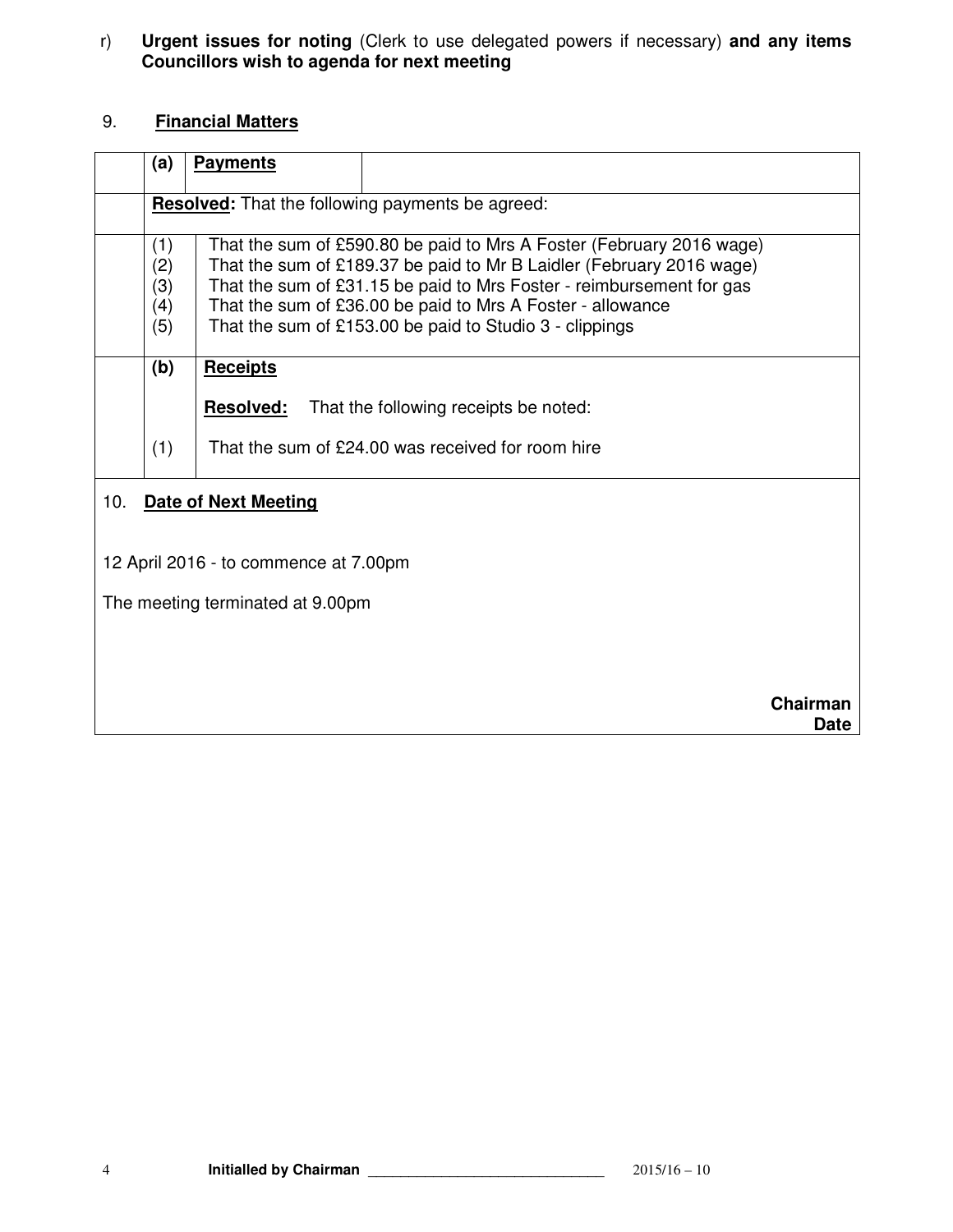r) **Urgent issues for noting** (Clerk to use delegated powers if necessary) **and any items Councillors wish to agenda for next meeting**

9. **Financial Matters**

| | | |
|---|---|---|
| | **(a)** | **Payments** |
| | | **Resolved:** That the following payments be agreed: |
| | (1) | That the sum of £590.80 be paid to Mrs A Foster (February 2016 wage) |
| | (2) | That the sum of £189.37 be paid to Mr B Laidler (February 2016 wage) |
| | (3) | That the sum of £31.15 be paid to Mrs Foster - reimbursement for gas |
| | (4) | That the sum of £36.00 be paid to Mrs A Foster - allowance |
| | (5) | That the sum of £153.00 be paid to Studio 3 - clippings |
| | **(b)** | **Receipts** |
| | | **Resolved:** That the following receipts be noted: |
| | (1) | That the sum of £24.00 was received for room hire |

10. **Date of Next Meeting**

12 April 2016 - to commence at 7.00pm

The meeting terminated at 9.00pm

**Chairman**
**Date**

**Initialled by Chairman** ______________________________ 2015/16 – 10